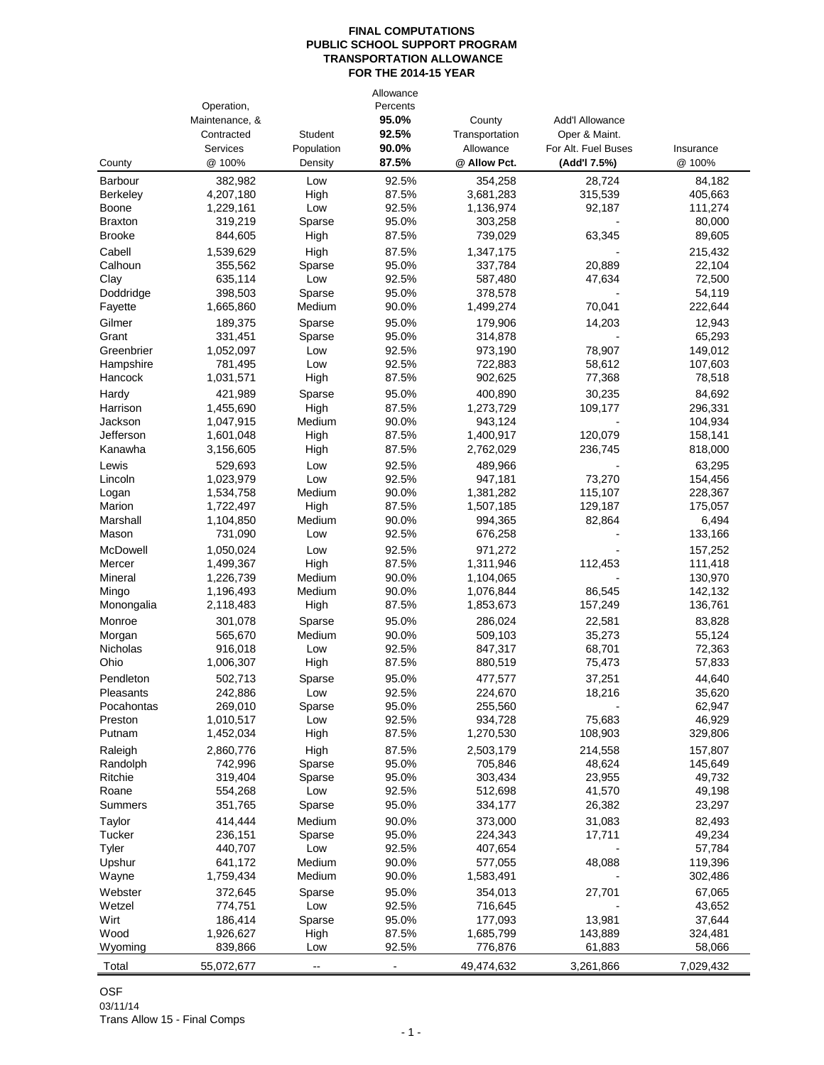# FINAL COMPUTATIONS
## PUBLIC SCHOOL SUPPORT PROGRAM
## TRANSPORTATION ALLOWANCE
## FOR THE 2014-15 YEAR

| County | Operation, Maintenance, & Contracted Services @ 100% | Student Population Density | Allowance Percents **95.0%** **92.5%** **90.0%** **87.5%** | County Transportation Allowance **@ Allow Pct.** | Add'l Allowance Oper & Maint. For Alt. Fuel Buses **(Add'l 7.5%)** | Insurance @ 100% |
|---|---|---|---|---|---|---|
| Barbour | 382,982 | Low | 92.5% | 354,258 | 28,724 | 84,182 |
| Berkeley | 4,207,180 | High | 87.5% | 3,681,283 | 315,539 | 405,663 |
| Boone | 1,229,161 | Low | 92.5% | 1,136,974 | 92,187 | 111,274 |
| Braxton | 319,219 | Sparse | 95.0% | 303,258 | - | 80,000 |
| Brooke | 844,605 | High | 87.5% | 739,029 | 63,345 | 89,605 |
| Cabell | 1,539,629 | High | 87.5% | 1,347,175 | - | 215,432 |
| Calhoun | 355,562 | Sparse | 95.0% | 337,784 | 20,889 | 22,104 |
| Clay | 635,114 | Low | 92.5% | 587,480 | 47,634 | 72,500 |
| Doddridge | 398,503 | Sparse | 95.0% | 378,578 | - | 54,119 |
| Fayette | 1,665,860 | Medium | 90.0% | 1,499,274 | 70,041 | 222,644 |
| Gilmer | 189,375 | Sparse | 95.0% | 179,906 | 14,203 | 12,943 |
| Grant | 331,451 | Sparse | 95.0% | 314,878 | - | 65,293 |
| Greenbrier | 1,052,097 | Low | 92.5% | 973,190 | 78,907 | 149,012 |
| Hampshire | 781,495 | Low | 92.5% | 722,883 | 58,612 | 107,603 |
| Hancock | 1,031,571 | High | 87.5% | 902,625 | 77,368 | 78,518 |
| Hardy | 421,989 | Sparse | 95.0% | 400,890 | 30,235 | 84,692 |
| Harrison | 1,455,690 | High | 87.5% | 1,273,729 | 109,177 | 296,331 |
| Jackson | 1,047,915 | Medium | 90.0% | 943,124 | - | 104,934 |
| Jefferson | 1,601,048 | High | 87.5% | 1,400,917 | 120,079 | 158,141 |
| Kanawha | 3,156,605 | High | 87.5% | 2,762,029 | 236,745 | 818,000 |
| Lewis | 529,693 | Low | 92.5% | 489,966 | - | 63,295 |
| Lincoln | 1,023,979 | Low | 92.5% | 947,181 | 73,270 | 154,456 |
| Logan | 1,534,758 | Medium | 90.0% | 1,381,282 | 115,107 | 228,367 |
| Marion | 1,722,497 | High | 87.5% | 1,507,185 | 129,187 | 175,057 |
| Marshall | 1,104,850 | Medium | 90.0% | 994,365 | 82,864 | 6,494 |
| Mason | 731,090 | Low | 92.5% | 676,258 | - | 133,166 |
| McDowell | 1,050,024 | Low | 92.5% | 971,272 | - | 157,252 |
| Mercer | 1,499,367 | High | 87.5% | 1,311,946 | 112,453 | 111,418 |
| Mineral | 1,226,739 | Medium | 90.0% | 1,104,065 | - | 130,970 |
| Mingo | 1,196,493 | Medium | 90.0% | 1,076,844 | 86,545 | 142,132 |
| Monongalia | 2,118,483 | High | 87.5% | 1,853,673 | 157,249 | 136,761 |
| Monroe | 301,078 | Sparse | 95.0% | 286,024 | 22,581 | 83,828 |
| Morgan | 565,670 | Medium | 90.0% | 509,103 | 35,273 | 55,124 |
| Nicholas | 916,018 | Low | 92.5% | 847,317 | 68,701 | 72,363 |
| Ohio | 1,006,307 | High | 87.5% | 880,519 | 75,473 | 57,833 |
| Pendleton | 502,713 | Sparse | 95.0% | 477,577 | 37,251 | 44,640 |
| Pleasants | 242,886 | Low | 92.5% | 224,670 | 18,216 | 35,620 |
| Pocahontas | 269,010 | Sparse | 95.0% | 255,560 | - | 62,947 |
| Preston | 1,010,517 | Low | 92.5% | 934,728 | 75,683 | 46,929 |
| Putnam | 1,452,034 | High | 87.5% | 1,270,530 | 108,903 | 329,806 |
| Raleigh | 2,860,776 | High | 87.5% | 2,503,179 | 214,558 | 157,807 |
| Randolph | 742,996 | Sparse | 95.0% | 705,846 | 48,624 | 145,649 |
| Ritchie | 319,404 | Sparse | 95.0% | 303,434 | 23,955 | 49,732 |
| Roane | 554,268 | Low | 92.5% | 512,698 | 41,570 | 49,198 |
| Summers | 351,765 | Sparse | 95.0% | 334,177 | 26,382 | 23,297 |
| Taylor | 414,444 | Medium | 90.0% | 373,000 | 31,083 | 82,493 |
| Tucker | 236,151 | Sparse | 95.0% | 224,343 | 17,711 | 49,234 |
| Tyler | 440,707 | Low | 92.5% | 407,654 | - | 57,784 |
| Upshur | 641,172 | Medium | 90.0% | 577,055 | 48,088 | 119,396 |
| Wayne | 1,759,434 | Medium | 90.0% | 1,583,491 | - | 302,486 |
| Webster | 372,645 | Sparse | 95.0% | 354,013 | 27,701 | 67,065 |
| Wetzel | 774,751 | Low | 92.5% | 716,645 | - | 43,652 |
| Wirt | 186,414 | Sparse | 95.0% | 177,093 | 13,981 | 37,644 |
| Wood | 1,926,627 | High | 87.5% | 1,685,799 | 143,889 | 324,481 |
| Wyoming | 839,866 | Low | 92.5% | 776,876 | 61,883 | 58,066 |
| Total | 55,072,677 | -- | - | 49,474,632 | 3,261,866 | 7,029,432 |

OSF
03/11/14
Trans Allow 15 - Final Comps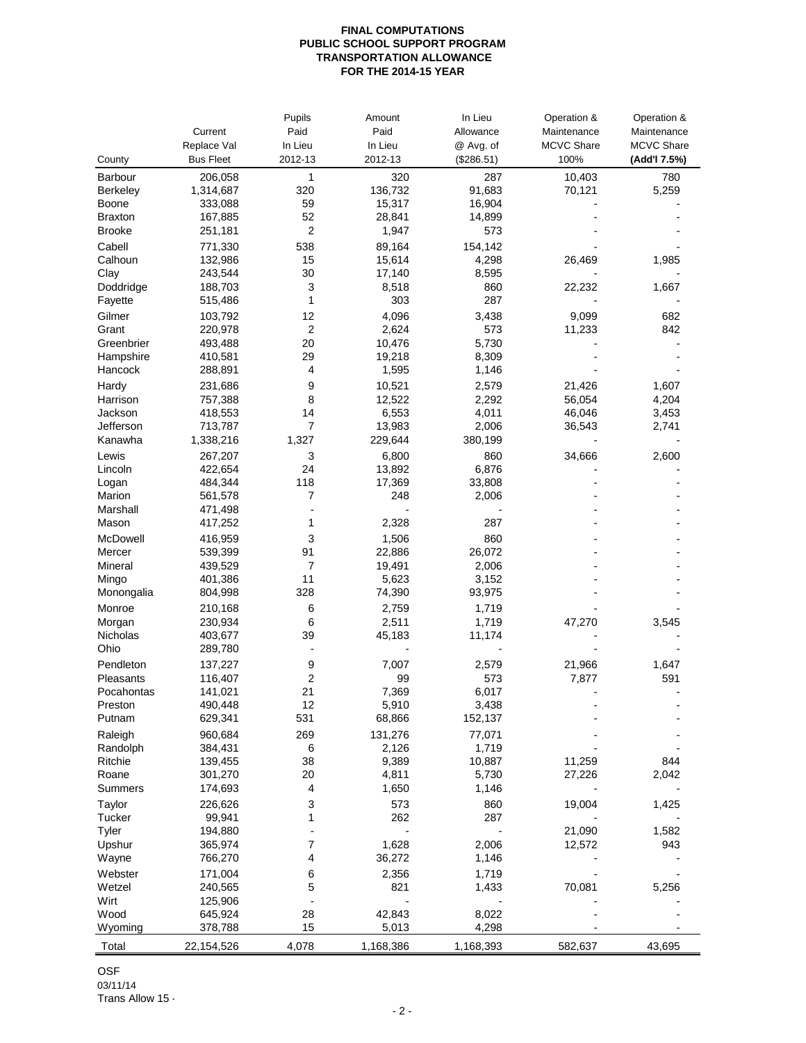# FINAL COMPUTATIONS
## PUBLIC SCHOOL SUPPORT PROGRAM
## TRANSPORTATION ALLOWANCE
## FOR THE 2014-15 YEAR

| County | Current Replace Val Bus Fleet | Pupils Paid In Lieu 2012-13 | Amount Paid In Lieu 2012-13 | In Lieu Allowance @ Avg. of ($286.51) | Operation & Maintenance MCVC Share 100% | Operation & Maintenance MCVC Share **(Add'l 7.5%)** |
|---|---|---|---|---|---|---|
| Barbour | 206,058 | 1 | 320 | 287 | 10,403 | 780 |
| Berkeley | 1,314,687 | 320 | 136,732 | 91,683 | 70,121 | 5,259 |
| Boone | 333,088 | 59 | 15,317 | 16,904 | - | - |
| Braxton | 167,885 | 52 | 28,841 | 14,899 | - | - |
| Brooke | 251,181 | 2 | 1,947 | 573 | - | - |
| Cabell | 771,330 | 538 | 89,164 | 154,142 | - | - |
| Calhoun | 132,986 | 15 | 15,614 | 4,298 | 26,469 | 1,985 |
| Clay | 243,544 | 30 | 17,140 | 8,595 | - | - |
| Doddridge | 188,703 | 3 | 8,518 | 860 | 22,232 | 1,667 |
| Fayette | 515,486 | 1 | 303 | 287 | - | - |
| Gilmer | 103,792 | 12 | 4,096 | 3,438 | 9,099 | 682 |
| Grant | 220,978 | 2 | 2,624 | 573 | 11,233 | 842 |
| Greenbrier | 493,488 | 20 | 10,476 | 5,730 | - | - |
| Hampshire | 410,581 | 29 | 19,218 | 8,309 | - | - |
| Hancock | 288,891 | 4 | 1,595 | 1,146 | - | - |
| Hardy | 231,686 | 9 | 10,521 | 2,579 | 21,426 | 1,607 |
| Harrison | 757,388 | 8 | 12,522 | 2,292 | 56,054 | 4,204 |
| Jackson | 418,553 | 14 | 6,553 | 4,011 | 46,046 | 3,453 |
| Jefferson | 713,787 | 7 | 13,983 | 2,006 | 36,543 | 2,741 |
| Kanawha | 1,338,216 | 1,327 | 229,644 | 380,199 | - | - |
| Lewis | 267,207 | 3 | 6,800 | 860 | 34,666 | 2,600 |
| Lincoln | 422,654 | 24 | 13,892 | 6,876 | - | - |
| Logan | 484,344 | 118 | 17,369 | 33,808 | - | - |
| Marion | 561,578 | 7 | 248 | 2,006 | - | - |
| Marshall | 471,498 | - | - | - | - | - |
| Mason | 417,252 | 1 | 2,328 | 287 | - | - |
| McDowell | 416,959 | 3 | 1,506 | 860 | - | - |
| Mercer | 539,399 | 91 | 22,886 | 26,072 | - | - |
| Mineral | 439,529 | 7 | 19,491 | 2,006 | - | - |
| Mingo | 401,386 | 11 | 5,623 | 3,152 | - | - |
| Monongalia | 804,998 | 328 | 74,390 | 93,975 | - | - |
| Monroe | 210,168 | 6 | 2,759 | 1,719 | - | - |
| Morgan | 230,934 | 6 | 2,511 | 1,719 | 47,270 | 3,545 |
| Nicholas | 403,677 | 39 | 45,183 | 11,174 | - | - |
| Ohio | 289,780 | - | - | - | - | - |
| Pendleton | 137,227 | 9 | 7,007 | 2,579 | 21,966 | 1,647 |
| Pleasants | 116,407 | 2 | 99 | 573 | 7,877 | 591 |
| Pocahontas | 141,021 | 21 | 7,369 | 6,017 | - | - |
| Preston | 490,448 | 12 | 5,910 | 3,438 | - | - |
| Putnam | 629,341 | 531 | 68,866 | 152,137 | - | - |
| Raleigh | 960,684 | 269 | 131,276 | 77,071 | - | - |
| Randolph | 384,431 | 6 | 2,126 | 1,719 | - | - |
| Ritchie | 139,455 | 38 | 9,389 | 10,887 | 11,259 | 844 |
| Roane | 301,270 | 20 | 4,811 | 5,730 | 27,226 | 2,042 |
| Summers | 174,693 | 4 | 1,650 | 1,146 | - | - |
| Taylor | 226,626 | 3 | 573 | 860 | 19,004 | 1,425 |
| Tucker | 99,941 | 1 | 262 | 287 | - | - |
| Tyler | 194,880 | - | - | - | 21,090 | 1,582 |
| Upshur | 365,974 | 7 | 1,628 | 2,006 | 12,572 | 943 |
| Wayne | 766,270 | 4 | 36,272 | 1,146 | - | - |
| Webster | 171,004 | 6 | 2,356 | 1,719 | - | - |
| Wetzel | 240,565 | 5 | 821 | 1,433 | 70,081 | 5,256 |
| Wirt | 125,906 | - | - | - | - | - |
| Wood | 645,924 | 28 | 42,843 | 8,022 | - | - |
| Wyoming | 378,788 | 15 | 5,013 | 4,298 | - | - |
| Total | 22,154,526 | 4,078 | 1,168,386 | 1,168,393 | 582,637 | 43,695 |

OSF
03/11/14
Trans Allow 15 -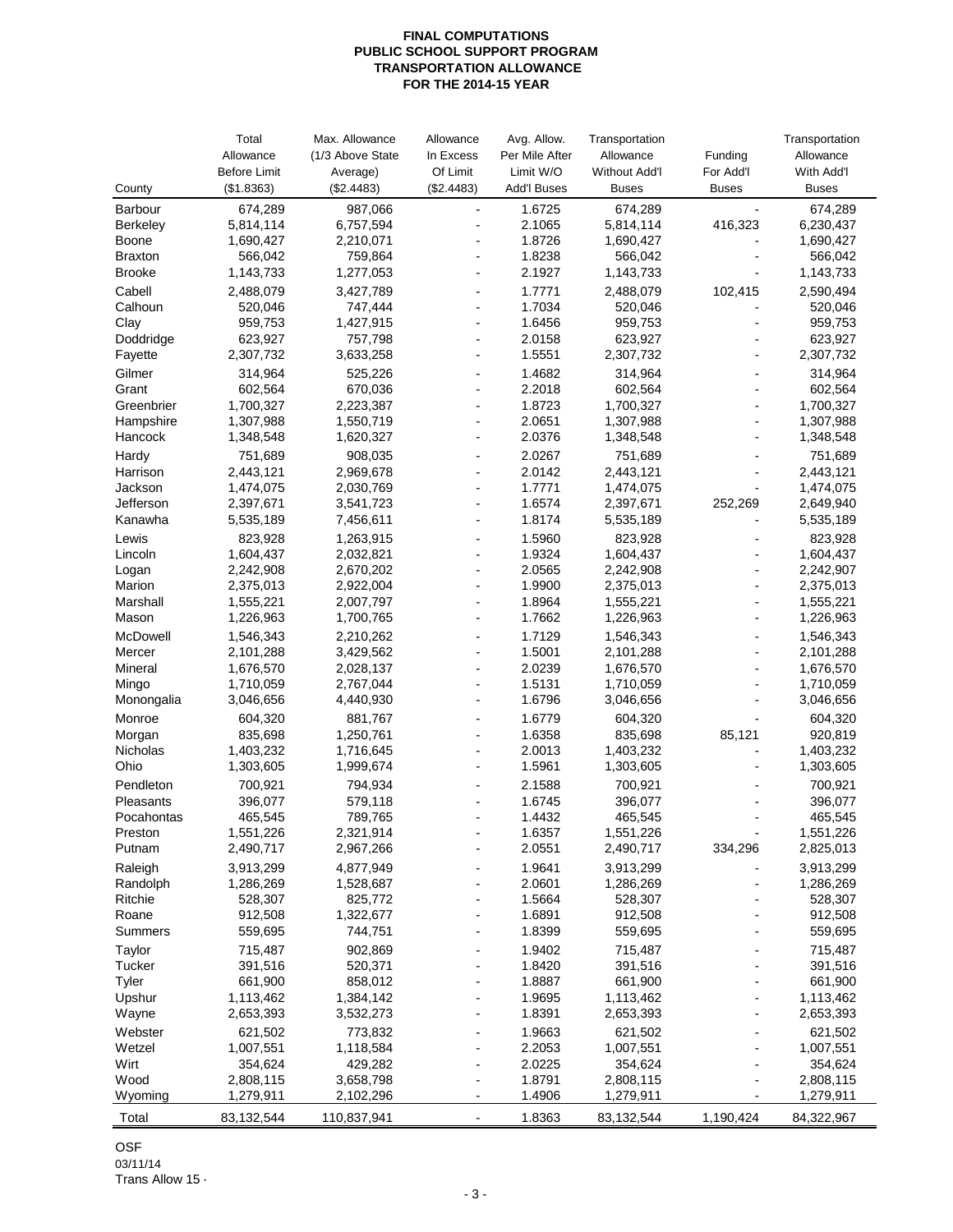**FINAL COMPUTATIONS**
**PUBLIC SCHOOL SUPPORT PROGRAM**
**TRANSPORTATION ALLOWANCE**
**FOR THE 2014-15 YEAR**

| County | Total Allowance Before Limit ($1.8363) | Max. Allowance (1/3 Above State Average) ($2.4483) | Allowance In Excess Of Limit ($2.4483) | Avg. Allow. Per Mile After Limit W/O Add'l Buses | Transportation Allowance Without Add'l Buses | Funding For Add'l Buses | Transportation Allowance With Add'l Buses |
|---|---|---|---|---|---|---|---|
| Barbour | 674,289 | 987,066 | - | 1.6725 | 674,289 | - | 674,289 |
| Berkeley | 5,814,114 | 6,757,594 | - | 2.1065 | 5,814,114 | 416,323 | 6,230,437 |
| Boone | 1,690,427 | 2,210,071 | - | 1.8726 | 1,690,427 | - | 1,690,427 |
| Braxton | 566,042 | 759,864 | - | 1.8238 | 566,042 | - | 566,042 |
| Brooke | 1,143,733 | 1,277,053 | - | 2.1927 | 1,143,733 | - | 1,143,733 |
| Cabell | 2,488,079 | 3,427,789 | - | 1.7771 | 2,488,079 | 102,415 | 2,590,494 |
| Calhoun | 520,046 | 747,444 | - | 1.7034 | 520,046 | - | 520,046 |
| Clay | 959,753 | 1,427,915 | - | 1.6456 | 959,753 | - | 959,753 |
| Doddridge | 623,927 | 757,798 | - | 2.0158 | 623,927 | - | 623,927 |
| Fayette | 2,307,732 | 3,633,258 | - | 1.5551 | 2,307,732 | - | 2,307,732 |
| Gilmer | 314,964 | 525,226 | - | 1.4682 | 314,964 | - | 314,964 |
| Grant | 602,564 | 670,036 | - | 2.2018 | 602,564 | - | 602,564 |
| Greenbrier | 1,700,327 | 2,223,387 | - | 1.8723 | 1,700,327 | - | 1,700,327 |
| Hampshire | 1,307,988 | 1,550,719 | - | 2.0651 | 1,307,988 | - | 1,307,988 |
| Hancock | 1,348,548 | 1,620,327 | - | 2.0376 | 1,348,548 | - | 1,348,548 |
| Hardy | 751,689 | 908,035 | - | 2.0267 | 751,689 | - | 751,689 |
| Harrison | 2,443,121 | 2,969,678 | - | 2.0142 | 2,443,121 | - | 2,443,121 |
| Jackson | 1,474,075 | 2,030,769 | - | 1.7771 | 1,474,075 | - | 1,474,075 |
| Jefferson | 2,397,671 | 3,541,723 | - | 1.6574 | 2,397,671 | 252,269 | 2,649,940 |
| Kanawha | 5,535,189 | 7,456,611 | - | 1.8174 | 5,535,189 | - | 5,535,189 |
| Lewis | 823,928 | 1,263,915 | - | 1.5960 | 823,928 | - | 823,928 |
| Lincoln | 1,604,437 | 2,032,821 | - | 1.9324 | 1,604,437 | - | 1,604,437 |
| Logan | 2,242,908 | 2,670,202 | - | 2.0565 | 2,242,908 | - | 2,242,907 |
| Marion | 2,375,013 | 2,922,004 | - | 1.9900 | 2,375,013 | - | 2,375,013 |
| Marshall | 1,555,221 | 2,007,797 | - | 1.8964 | 1,555,221 | - | 1,555,221 |
| Mason | 1,226,963 | 1,700,765 | - | 1.7662 | 1,226,963 | - | 1,226,963 |
| McDowell | 1,546,343 | 2,210,262 | - | 1.7129 | 1,546,343 | - | 1,546,343 |
| Mercer | 2,101,288 | 3,429,562 | - | 1.5001 | 2,101,288 | - | 2,101,288 |
| Mineral | 1,676,570 | 2,028,137 | - | 2.0239 | 1,676,570 | - | 1,676,570 |
| Mingo | 1,710,059 | 2,767,044 | - | 1.5131 | 1,710,059 | - | 1,710,059 |
| Monongalia | 3,046,656 | 4,440,930 | - | 1.6796 | 3,046,656 | - | 3,046,656 |
| Monroe | 604,320 | 881,767 | - | 1.6779 | 604,320 | - | 604,320 |
| Morgan | 835,698 | 1,250,761 | - | 1.6358 | 835,698 | 85,121 | 920,819 |
| Nicholas | 1,403,232 | 1,716,645 | - | 2.0013 | 1,403,232 | - | 1,403,232 |
| Ohio | 1,303,605 | 1,999,674 | - | 1.5961 | 1,303,605 | - | 1,303,605 |
| Pendleton | 700,921 | 794,934 | - | 2.1588 | 700,921 | - | 700,921 |
| Pleasants | 396,077 | 579,118 | - | 1.6745 | 396,077 | - | 396,077 |
| Pocahontas | 465,545 | 789,765 | - | 1.4432 | 465,545 | - | 465,545 |
| Preston | 1,551,226 | 2,321,914 | - | 1.6357 | 1,551,226 | - | 1,551,226 |
| Putnam | 2,490,717 | 2,967,266 | - | 2.0551 | 2,490,717 | 334,296 | 2,825,013 |
| Raleigh | 3,913,299 | 4,877,949 | - | 1.9641 | 3,913,299 | - | 3,913,299 |
| Randolph | 1,286,269 | 1,528,687 | - | 2.0601 | 1,286,269 | - | 1,286,269 |
| Ritchie | 528,307 | 825,772 | - | 1.5664 | 528,307 | - | 528,307 |
| Roane | 912,508 | 1,322,677 | - | 1.6891 | 912,508 | - | 912,508 |
| Summers | 559,695 | 744,751 | - | 1.8399 | 559,695 | - | 559,695 |
| Taylor | 715,487 | 902,869 | - | 1.9402 | 715,487 | - | 715,487 |
| Tucker | 391,516 | 520,371 | - | 1.8420 | 391,516 | - | 391,516 |
| Tyler | 661,900 | 858,012 | - | 1.8887 | 661,900 | - | 661,900 |
| Upshur | 1,113,462 | 1,384,142 | - | 1.9695 | 1,113,462 | - | 1,113,462 |
| Wayne | 2,653,393 | 3,532,273 | - | 1.8391 | 2,653,393 | - | 2,653,393 |
| Webster | 621,502 | 773,832 | - | 1.9663 | 621,502 | - | 621,502 |
| Wetzel | 1,007,551 | 1,118,584 | - | 2.2053 | 1,007,551 | - | 1,007,551 |
| Wirt | 354,624 | 429,282 | - | 2.0225 | 354,624 | - | 354,624 |
| Wood | 2,808,115 | 3,658,798 | - | 1.8791 | 2,808,115 | - | 2,808,115 |
| Wyoming | 1,279,911 | 2,102,296 | - | 1.4906 | 1,279,911 | - | 1,279,911 |
| Total | 83,132,544 | 110,837,941 | - | 1.8363 | 83,132,544 | 1,190,424 | 84,322,967 |

OSF
03/11/14
Trans Allow 15 -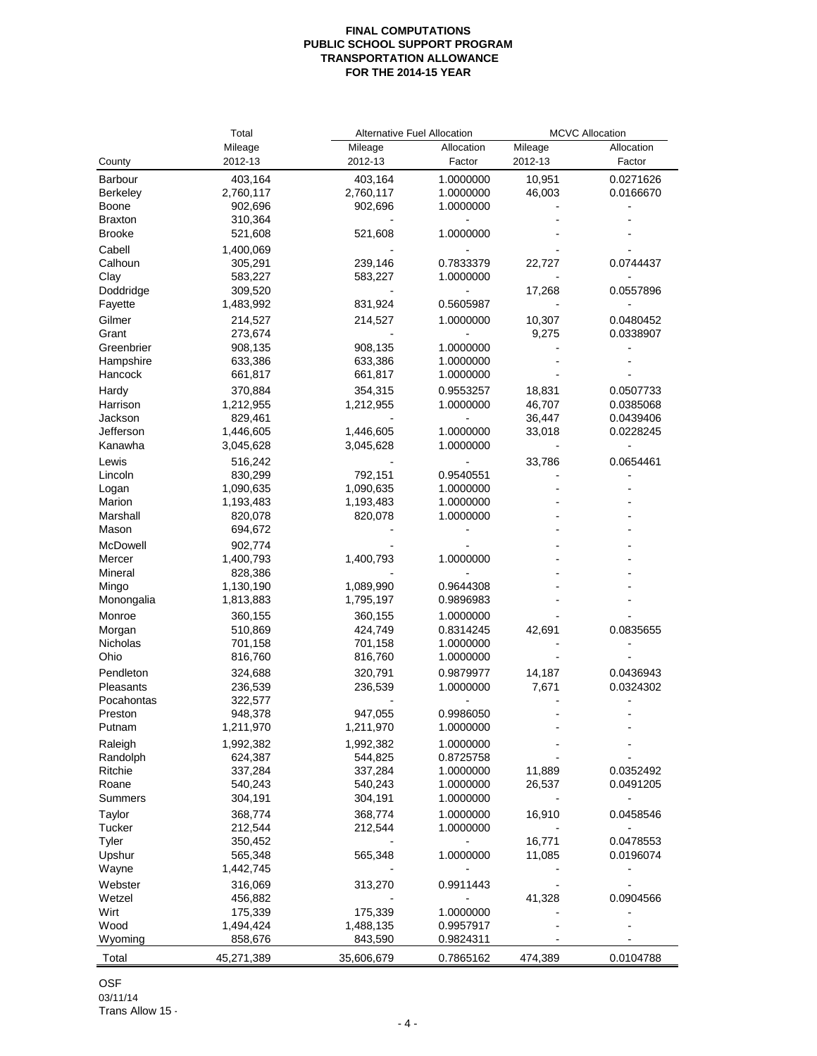**FINAL COMPUTATIONS**
**PUBLIC SCHOOL SUPPORT PROGRAM**
**TRANSPORTATION ALLOWANCE**
**FOR THE 2014-15 YEAR**

| | Total | Alternative Fuel Allocation | | MCVC Allocation | |
|---|---|---|---|---|---|
| County | Mileage 2012-13 | Mileage 2012-13 | Allocation Factor | Mileage 2012-13 | Allocation Factor |
| Barbour | 403,164 | 403,164 | 1.0000000 | 10,951 | 0.0271626 |
| Berkeley | 2,760,117 | 2,760,117 | 1.0000000 | 46,003 | 0.0166670 |
| Boone | 902,696 | 902,696 | 1.0000000 | - | - |
| Braxton | 310,364 | - | - | - | - |
| Brooke | 521,608 | 521,608 | 1.0000000 | - | - |
| Cabell | 1,400,069 | - | - | - | - |
| Calhoun | 305,291 | 239,146 | 0.7833379 | 22,727 | 0.0744437 |
| Clay | 583,227 | 583,227 | 1.0000000 | - | - |
| Doddridge | 309,520 | - | - | 17,268 | 0.0557896 |
| Fayette | 1,483,992 | 831,924 | 0.5605987 | - | - |
| Gilmer | 214,527 | 214,527 | 1.0000000 | 10,307 | 0.0480452 |
| Grant | 273,674 | - | - | 9,275 | 0.0338907 |
| Greenbrier | 908,135 | 908,135 | 1.0000000 | - | - |
| Hampshire | 633,386 | 633,386 | 1.0000000 | - | - |
| Hancock | 661,817 | 661,817 | 1.0000000 | - | - |
| Hardy | 370,884 | 354,315 | 0.9553257 | 18,831 | 0.0507733 |
| Harrison | 1,212,955 | 1,212,955 | 1.0000000 | 46,707 | 0.0385068 |
| Jackson | 829,461 | - | - | 36,447 | 0.0439406 |
| Jefferson | 1,446,605 | 1,446,605 | 1.0000000 | 33,018 | 0.0228245 |
| Kanawha | 3,045,628 | 3,045,628 | 1.0000000 | - | - |
| Lewis | 516,242 | - | - | 33,786 | 0.0654461 |
| Lincoln | 830,299 | 792,151 | 0.9540551 | - | - |
| Logan | 1,090,635 | 1,090,635 | 1.0000000 | - | - |
| Marion | 1,193,483 | 1,193,483 | 1.0000000 | - | - |
| Marshall | 820,078 | 820,078 | 1.0000000 | - | - |
| Mason | 694,672 | - | - | - | - |
| McDowell | 902,774 | - | - | - | - |
| Mercer | 1,400,793 | 1,400,793 | 1.0000000 | - | - |
| Mineral | 828,386 | - | - | - | - |
| Mingo | 1,130,190 | 1,089,990 | 0.9644308 | - | - |
| Monongalia | 1,813,883 | 1,795,197 | 0.9896983 | - | - |
| Monroe | 360,155 | 360,155 | 1.0000000 | - | - |
| Morgan | 510,869 | 424,749 | 0.8314245 | 42,691 | 0.0835655 |
| Nicholas | 701,158 | 701,158 | 1.0000000 | - | - |
| Ohio | 816,760 | 816,760 | 1.0000000 | - | - |
| Pendleton | 324,688 | 320,791 | 0.9879977 | 14,187 | 0.0436943 |
| Pleasants | 236,539 | 236,539 | 1.0000000 | 7,671 | 0.0324302 |
| Pocahontas | 322,577 | - | - | - | - |
| Preston | 948,378 | 947,055 | 0.9986050 | - | - |
| Putnam | 1,211,970 | 1,211,970 | 1.0000000 | - | - |
| Raleigh | 1,992,382 | 1,992,382 | 1.0000000 | - | - |
| Randolph | 624,387 | 544,825 | 0.8725758 | - | - |
| Ritchie | 337,284 | 337,284 | 1.0000000 | 11,889 | 0.0352492 |
| Roane | 540,243 | 540,243 | 1.0000000 | 26,537 | 0.0491205 |
| Summers | 304,191 | 304,191 | 1.0000000 | - | - |
| Taylor | 368,774 | 368,774 | 1.0000000 | 16,910 | 0.0458546 |
| Tucker | 212,544 | 212,544 | 1.0000000 | - | - |
| Tyler | 350,452 | - | - | 16,771 | 0.0478553 |
| Upshur | 565,348 | 565,348 | 1.0000000 | 11,085 | 0.0196074 |
| Wayne | 1,442,745 | - | - | - | - |
| Webster | 316,069 | 313,270 | 0.9911443 | - | - |
| Wetzel | 456,882 | - | - | 41,328 | 0.0904566 |
| Wirt | 175,339 | 175,339 | 1.0000000 | - | - |
| Wood | 1,494,424 | 1,488,135 | 0.9957917 | - | - |
| Wyoming | 858,676 | 843,590 | 0.9824311 | - | - |
| Total | 45,271,389 | 35,606,679 | 0.7865162 | 474,389 | 0.0104788 |

OSF
03/11/14
Trans Allow 15 -